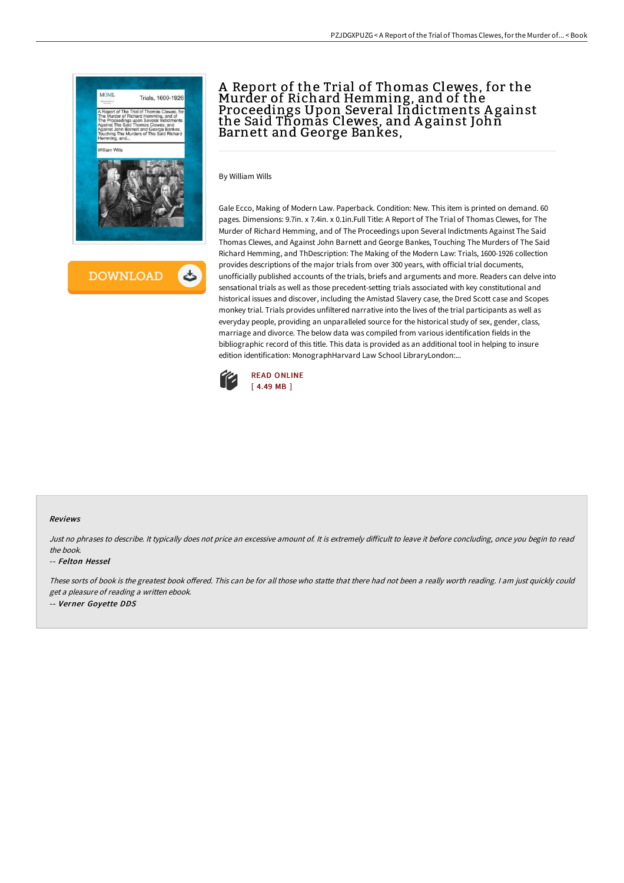# A Report of the Trial of Thomas Clewes, for the Murder of Richard Hemming, and of the Proceedings Upon Several Indictments Against the Said Thomas Clewes, and Against John Barnett and George Bankes,

By William Wills

Gale Ecco, Making of Modern Law. Paperback. Condition: New. This item is printed on demand. 60 pages. Dimensions: 9.7in. x 7.4in. x 0.1in.Full Title: A Report of The Trial of Thomas Clewes, for The Murder of Richard Hemming, and of The Proceedings upon Several Indictments Against The Said Thomas Clewes, and Against John Barnett and George Bankes, Touching The Murders of The Said Richard Hemming, and ThDescription: The Making of the Modern Law: Trials, 1600-1926 collection provides descriptions of the major trials from over 300 years, with official trial documents, unofficially published accounts of the trials, briefs and arguments and more. Readers can delve into sensational trials as well as those precedent-setting trials associated with key constitutional and historical issues and discover, including the Amistad Slavery case, the Dred Scott case and Scopes monkey trial. Trials provides unfiltered narrative into the lives of the trial participants as well as everyday people, providing an unparalleled source for the historical study of sex, gender, class, marriage and divorce. The below data was compiled from various identification fields in the bibliographic record of this title. This data is provided as an additional tool in helping to insure edition identification: MonographHarvard Law School LibraryLondon:...

READ ONLINE
[ 4.49 MB ]

## Reviews

*Just no phrases to describe. It typically does not price an excessive amount of. It is extremely difficult to leave it before concluding, once you begin to read the book.*

-- ***Felton Hessel***

*These sorts of book is the greatest book offered. This can be for all those who statte that there had not been a really worth reading. I am just quickly could get a pleasure of reading a written ebook.*

-- ***Verner Goyette DDS***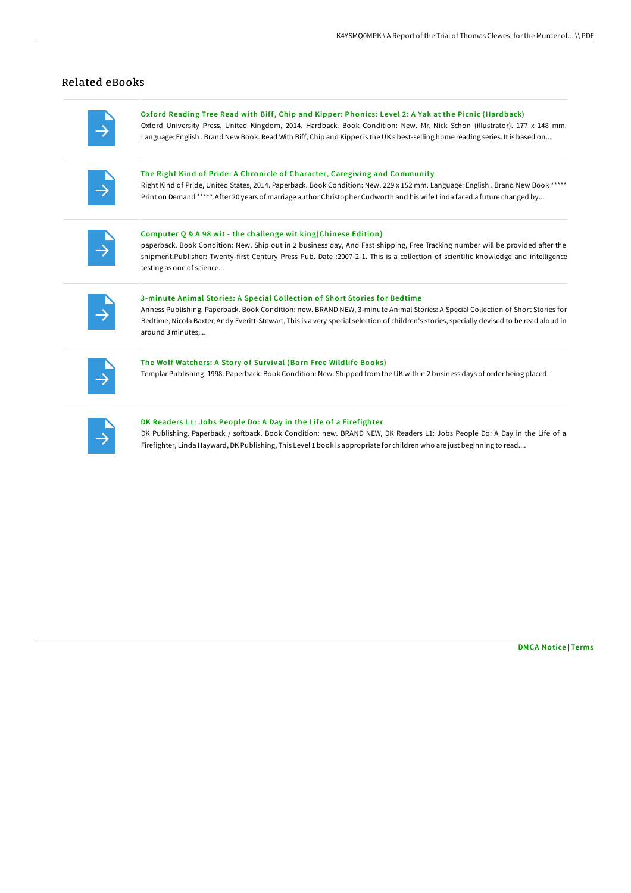## Related eBooks

**Oxford Reading Tree Read with Biff, Chip and Kipper: Phonics: Level 2: A Yak at the Picnic (Hardback)**
Oxford University Press, United Kingdom, 2014. Hardback. Book Condition: New. Mr. Nick Schon (illustrator). 177 x 148 mm. Language: English . Brand New Book. Read With Biff, Chip and Kipper is the UK s best-selling home reading series. It is based on...

**The Right Kind of Pride: A Chronicle of Character, Caregiving and Community**
Right Kind of Pride, United States, 2014. Paperback. Book Condition: New. 229 x 152 mm. Language: English . Brand New Book ***** Print on Demand *****.After 20 years of marriage author Christopher Cudworth and his wife Linda faced a future changed by...

**Computer Q & A 98 wit - the challenge wit king(Chinese Edition)**
paperback. Book Condition: New. Ship out in 2 business day, And Fast shipping, Free Tracking number will be provided after the shipment.Publisher: Twenty-first Century Press Pub. Date :2007-2-1. This is a collection of scientific knowledge and intelligence testing as one of science...

**3-minute Animal Stories: A Special Collection of Short Stories for Bedtime**
Anness Publishing. Paperback. Book Condition: new. BRAND NEW, 3-minute Animal Stories: A Special Collection of Short Stories for Bedtime, Nicola Baxter, Andy Everitt-Stewart, This is a very special selection of children's stories, specially devised to be read aloud in around 3 minutes,...

**The Wolf Watchers: A Story of Survival (Born Free Wildlife Books)**
Templar Publishing, 1998. Paperback. Book Condition: New. Shipped from the UK within 2 business days of order being placed.

**DK Readers L1: Jobs People Do: A Day in the Life of a Firefighter**
DK Publishing. Paperback / softback. Book Condition: new. BRAND NEW, DK Readers L1: Jobs People Do: A Day in the Life of a Firefighter, Linda Hayward, DK Publishing, This Level 1 book is appropriate for children who are just beginning to read....